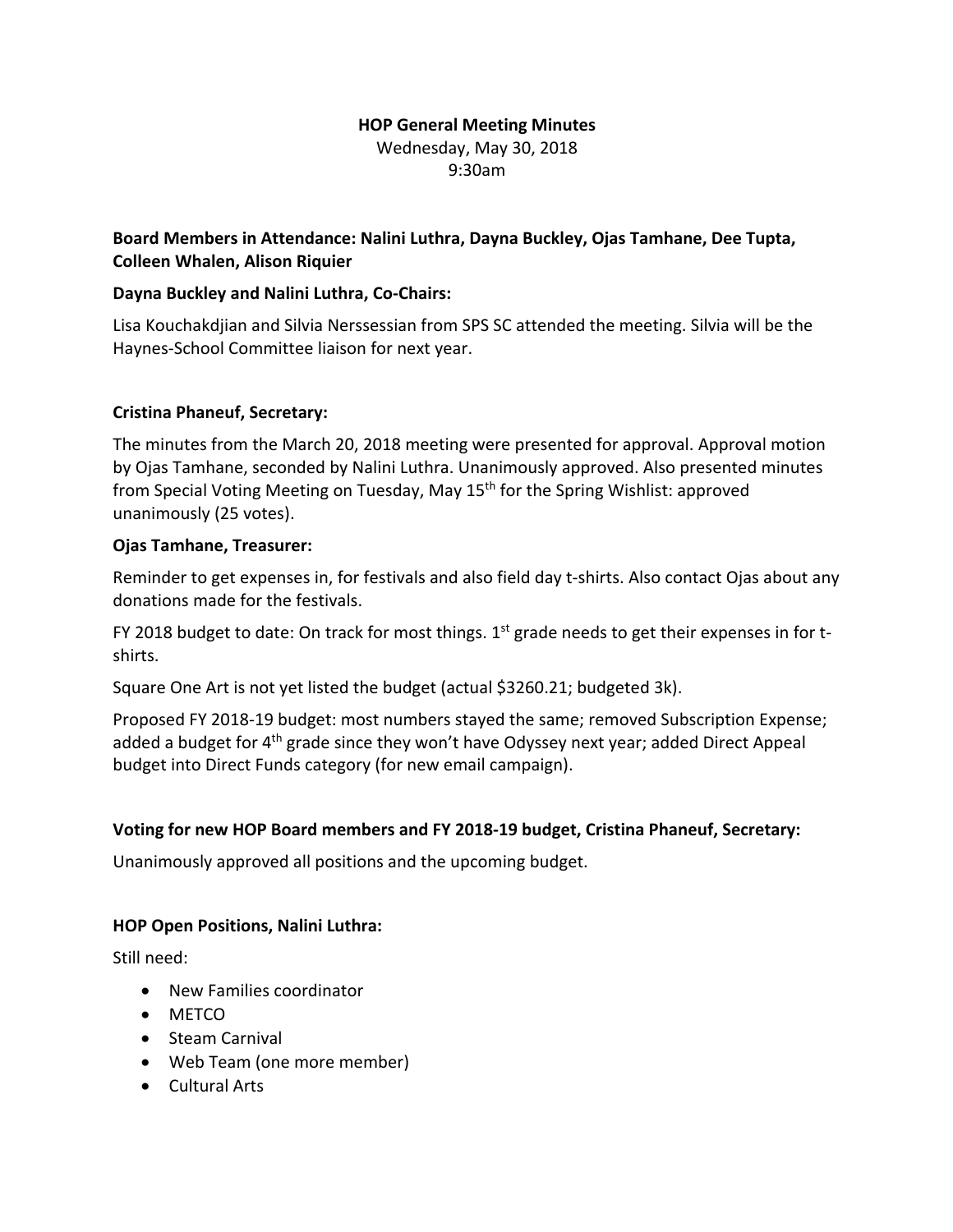**HOP General Meeting Minutes**

Wednesday, May 30, 2018

9:30am

**Board Members in Attendance: Nalini Luthra, Dayna Buckley, Ojas Tamhane, Dee Tupta, Colleen Whalen, Alison Riquier**

**Dayna Buckley and Nalini Luthra, Co-Chairs:**

Lisa Kouchakdjian and Silvia Nerssessian from SPS SC attended the meeting. Silvia will be the Haynes-School Committee liaison for next year.

**Cristina Phaneuf, Secretary:**

The minutes from the March 20, 2018 meeting were presented for approval. Approval motion by Ojas Tamhane, seconded by Nalini Luthra. Unanimously approved. Also presented minutes from Special Voting Meeting on Tuesday, May 15th for the Spring Wishlist: approved unanimously (25 votes).

**Ojas Tamhane, Treasurer:**

Reminder to get expenses in, for festivals and also field day t-shirts. Also contact Ojas about any donations made for the festivals.

FY 2018 budget to date: On track for most things. 1st grade needs to get their expenses in for t-shirts.

Square One Art is not yet listed the budget (actual $3260.21; budgeted 3k).

Proposed FY 2018-19 budget: most numbers stayed the same; removed Subscription Expense; added a budget for 4th grade since they won't have Odyssey next year; added Direct Appeal budget into Direct Funds category (for new email campaign).

**Voting for new HOP Board members and FY 2018-19 budget, Cristina Phaneuf, Secretary:**

Unanimously approved all positions and the upcoming budget.

**HOP Open Positions, Nalini Luthra:**

Still need:

- New Families coordinator
- METCO
- Steam Carnival
- Web Team (one more member)
- Cultural Arts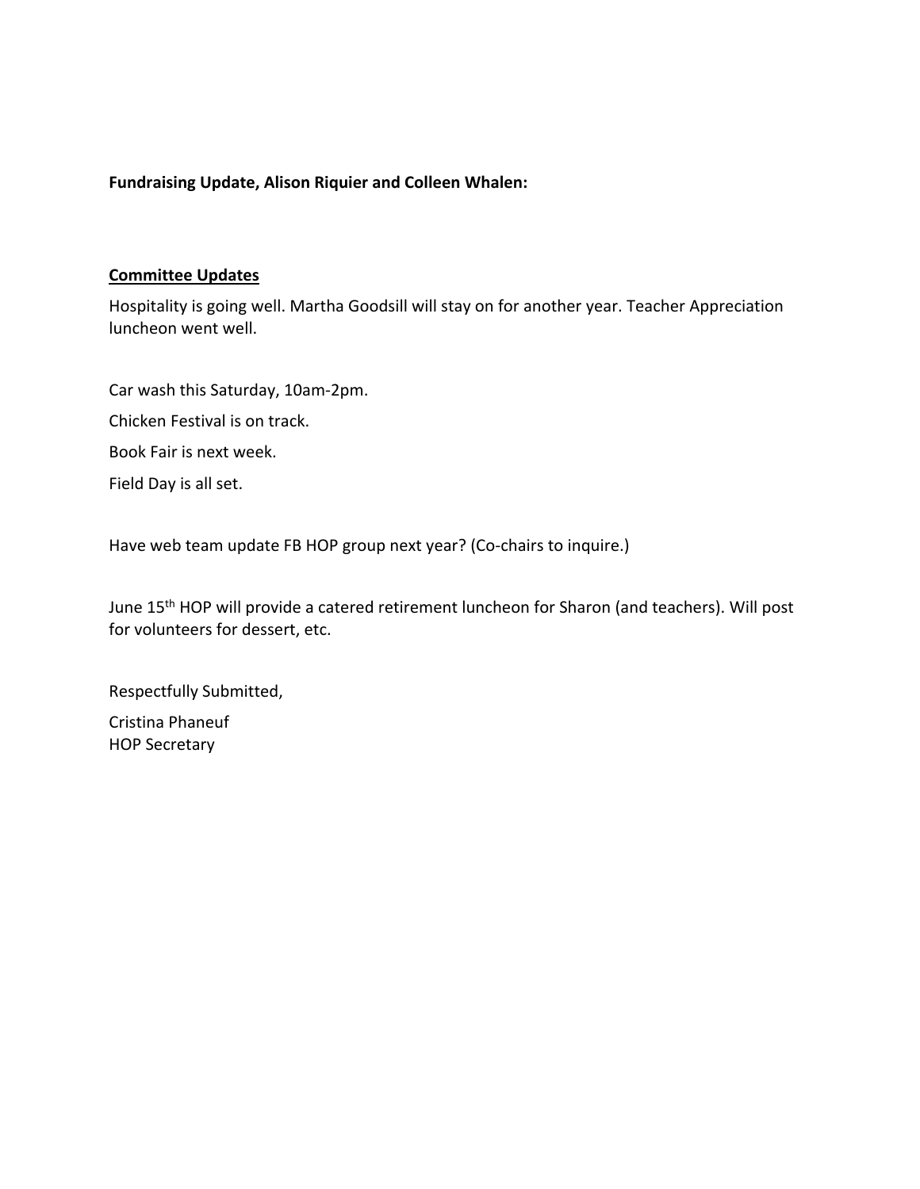**Fundraising Update, Alison Riquier and Colleen Whalen:**

__Committee Updates__

Hospitality is going well. Martha Goodsill will stay on for another year. Teacher Appreciation luncheon went well.

Car wash this Saturday, 10am-2pm.

Chicken Festival is on track.

Book Fair is next week.

Field Day is all set.

Have web team update FB HOP group next year? (Co-chairs to inquire.)

June 15th HOP will provide a catered retirement luncheon for Sharon (and teachers). Will post for volunteers for dessert, etc.

Respectfully Submitted,

Cristina Phaneuf
HOP Secretary